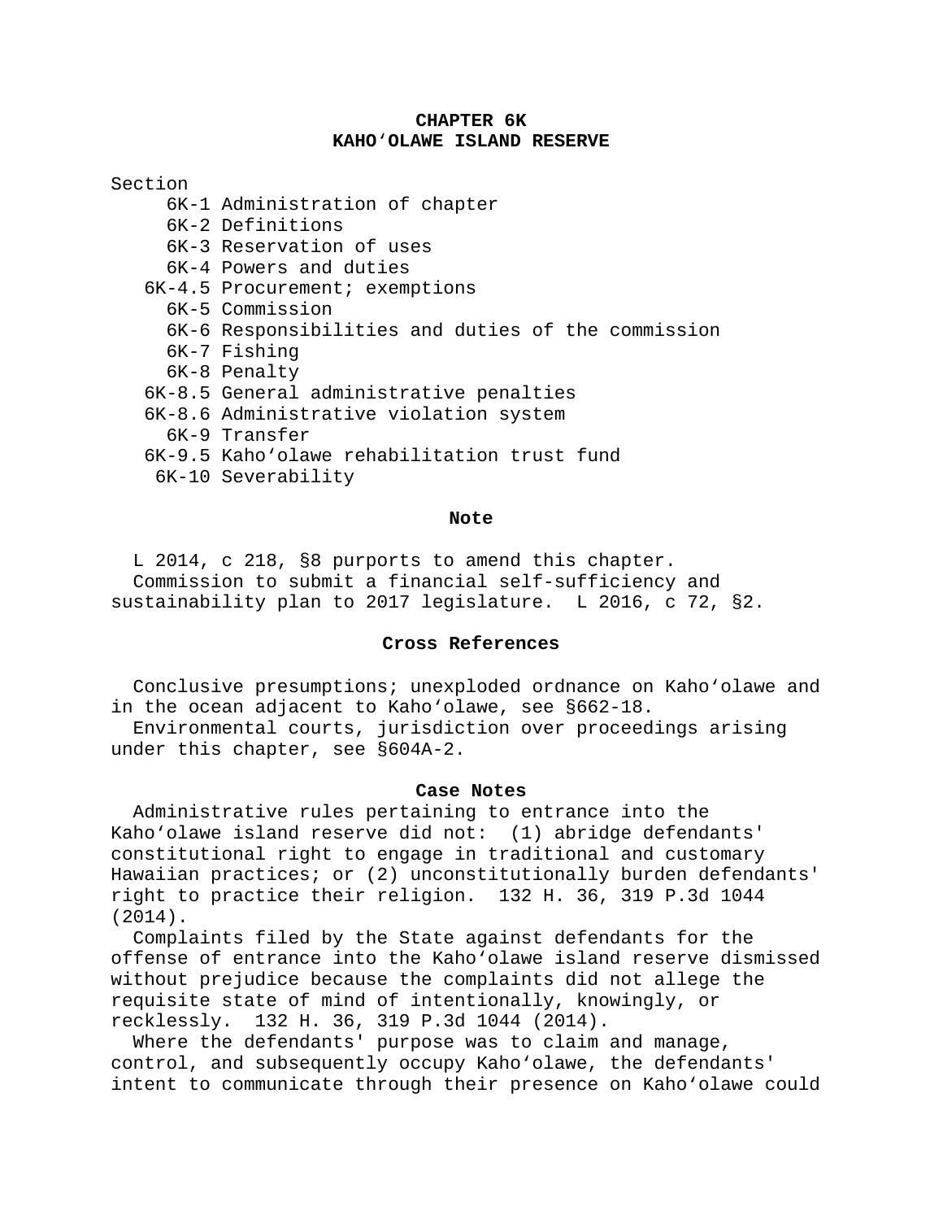# CHAPTER 6K
# KAHOʻOLAWE ISLAND RESERVE

Section
- 6K-1 Administration of chapter
- 6K-2 Definitions
- 6K-3 Reservation of uses
- 6K-4 Powers and duties
- 6K-4.5 Procurement; exemptions
- 6K-5 Commission
- 6K-6 Responsibilities and duties of the commission
- 6K-7 Fishing
- 6K-8 Penalty
- 6K-8.5 General administrative penalties
- 6K-8.6 Administrative violation system
- 6K-9 Transfer
- 6K-9.5 Kahoʻolawe rehabilitation trust fund
- 6K-10 Severability

**Note**

L 2014, c 218, §8 purports to amend this chapter.
Commission to submit a financial self-sufficiency and sustainability plan to 2017 legislature. L 2016, c 72, §2.

**Cross References**

Conclusive presumptions; unexploded ordnance on Kahoʻolawe and in the ocean adjacent to Kahoʻolawe, see §662-18.
Environmental courts, jurisdiction over proceedings arising under this chapter, see §604A-2.

**Case Notes**

Administrative rules pertaining to entrance into the Kahoʻolawe island reserve did not: (1) abridge defendants' constitutional right to engage in traditional and customary Hawaiian practices; or (2) unconstitutionally burden defendants' right to practice their religion. 132 H. 36, 319 P.3d 1044 (2014).
Complaints filed by the State against defendants for the offense of entrance into the Kahoʻolawe island reserve dismissed without prejudice because the complaints did not allege the requisite state of mind of intentionally, knowingly, or recklessly. 132 H. 36, 319 P.3d 1044 (2014).
Where the defendants' purpose was to claim and manage, control, and subsequently occupy Kahoʻolawe, the defendants' intent to communicate through their presence on Kahoʻolawe could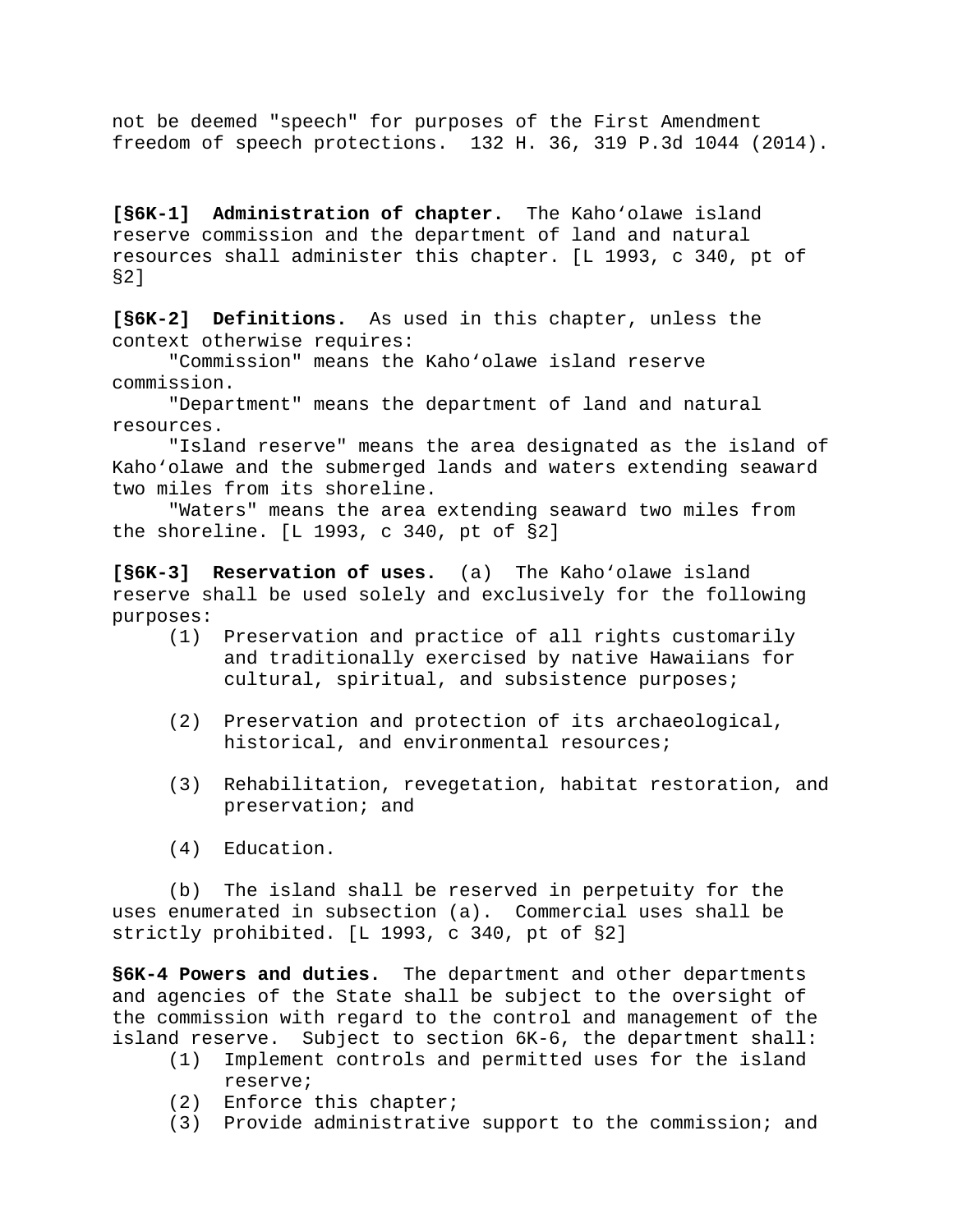not be deemed "speech" for purposes of the First Amendment freedom of speech protections. 132 H. 36, 319 P.3d 1044 (2014).

**[§6K-1] Administration of chapter.** The Kahoʻolawe island reserve commission and the department of land and natural resources shall administer this chapter. [L 1993, c 340, pt of §2]

**[§6K-2] Definitions.** As used in this chapter, unless the context otherwise requires:

"Commission" means the Kahoʻolawe island reserve commission.

"Department" means the department of land and natural resources.

"Island reserve" means the area designated as the island of Kahoʻolawe and the submerged lands and waters extending seaward two miles from its shoreline.

"Waters" means the area extending seaward two miles from the shoreline. [L 1993, c 340, pt of §2]

**[§6K-3] Reservation of uses.** (a) The Kahoʻolawe island reserve shall be used solely and exclusively for the following purposes:

(1) Preservation and practice of all rights customarily and traditionally exercised by native Hawaiians for cultural, spiritual, and subsistence purposes;

(2) Preservation and protection of its archaeological, historical, and environmental resources;

(3) Rehabilitation, revegetation, habitat restoration, and preservation; and

(4) Education.

(b) The island shall be reserved in perpetuity for the uses enumerated in subsection (a). Commercial uses shall be strictly prohibited. [L 1993, c 340, pt of §2]

**§6K-4 Powers and duties.** The department and other departments and agencies of the State shall be subject to the oversight of the commission with regard to the control and management of the island reserve. Subject to section 6K-6, the department shall:

(1) Implement controls and permitted uses for the island reserve;
(2) Enforce this chapter;
(3) Provide administrative support to the commission; and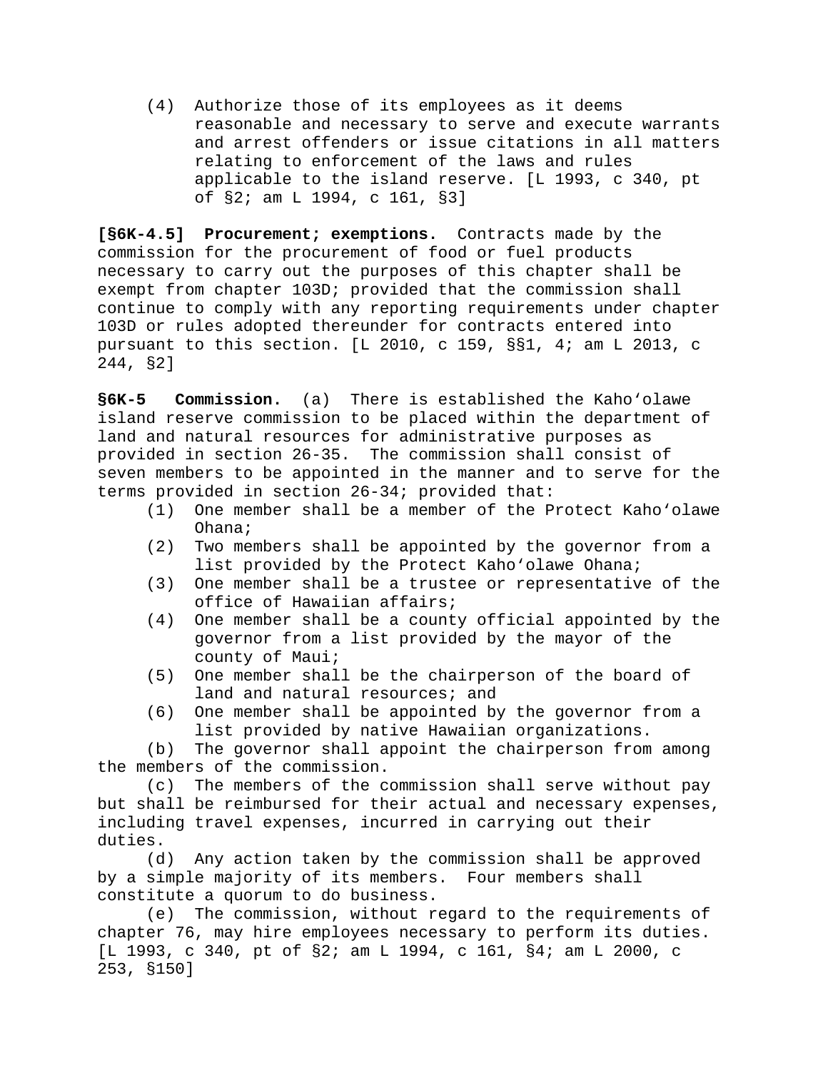(4) Authorize those of its employees as it deems reasonable and necessary to serve and execute warrants and arrest offenders or issue citations in all matters relating to enforcement of the laws and rules applicable to the island reserve. [L 1993, c 340, pt of §2; am L 1994, c 161, §3]

**[§6K-4.5] Procurement; exemptions.** Contracts made by the commission for the procurement of food or fuel products necessary to carry out the purposes of this chapter shall be exempt from chapter 103D; provided that the commission shall continue to comply with any reporting requirements under chapter 103D or rules adopted thereunder for contracts entered into pursuant to this section. [L 2010, c 159, §§1, 4; am L 2013, c 244, §2]

**§6K-5 Commission.** (a) There is established the Kahoʻolawe island reserve commission to be placed within the department of land and natural resources for administrative purposes as provided in section 26-35. The commission shall consist of seven members to be appointed in the manner and to serve for the terms provided in section 26-34; provided that:

(1) One member shall be a member of the Protect Kahoʻolawe Ohana;
(2) Two members shall be appointed by the governor from a list provided by the Protect Kahoʻolawe Ohana;
(3) One member shall be a trustee or representative of the office of Hawaiian affairs;
(4) One member shall be a county official appointed by the governor from a list provided by the mayor of the county of Maui;
(5) One member shall be the chairperson of the board of land and natural resources; and
(6) One member shall be appointed by the governor from a list provided by native Hawaiian organizations.

(b) The governor shall appoint the chairperson from among the members of the commission.

(c) The members of the commission shall serve without pay but shall be reimbursed for their actual and necessary expenses, including travel expenses, incurred in carrying out their duties.

(d) Any action taken by the commission shall be approved by a simple majority of its members. Four members shall constitute a quorum to do business.

(e) The commission, without regard to the requirements of chapter 76, may hire employees necessary to perform its duties. [L 1993, c 340, pt of §2; am L 1994, c 161, §4; am L 2000, c 253, §150]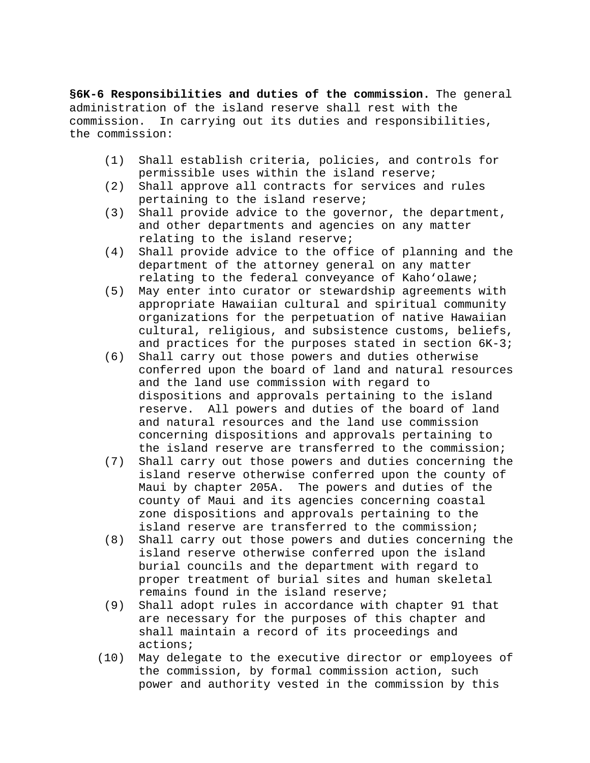**§6K-6 Responsibilities and duties of the commission.** The general administration of the island reserve shall rest with the commission. In carrying out its duties and responsibilities, the commission:

(1) Shall establish criteria, policies, and controls for permissible uses within the island reserve;

(2) Shall approve all contracts for services and rules pertaining to the island reserve;

(3) Shall provide advice to the governor, the department, and other departments and agencies on any matter relating to the island reserve;

(4) Shall provide advice to the office of planning and the department of the attorney general on any matter relating to the federal conveyance of Kahoʻolawe;

(5) May enter into curator or stewardship agreements with appropriate Hawaiian cultural and spiritual community organizations for the perpetuation of native Hawaiian cultural, religious, and subsistence customs, beliefs, and practices for the purposes stated in section 6K-3;

(6) Shall carry out those powers and duties otherwise conferred upon the board of land and natural resources and the land use commission with regard to dispositions and approvals pertaining to the island reserve. All powers and duties of the board of land and natural resources and the land use commission concerning dispositions and approvals pertaining to the island reserve are transferred to the commission;

(7) Shall carry out those powers and duties concerning the island reserve otherwise conferred upon the county of Maui by chapter 205A. The powers and duties of the county of Maui and its agencies concerning coastal zone dispositions and approvals pertaining to the island reserve are transferred to the commission;

(8) Shall carry out those powers and duties concerning the island reserve otherwise conferred upon the island burial councils and the department with regard to proper treatment of burial sites and human skeletal remains found in the island reserve;

(9) Shall adopt rules in accordance with chapter 91 that are necessary for the purposes of this chapter and shall maintain a record of its proceedings and actions;

(10) May delegate to the executive director or employees of the commission, by formal commission action, such power and authority vested in the commission by this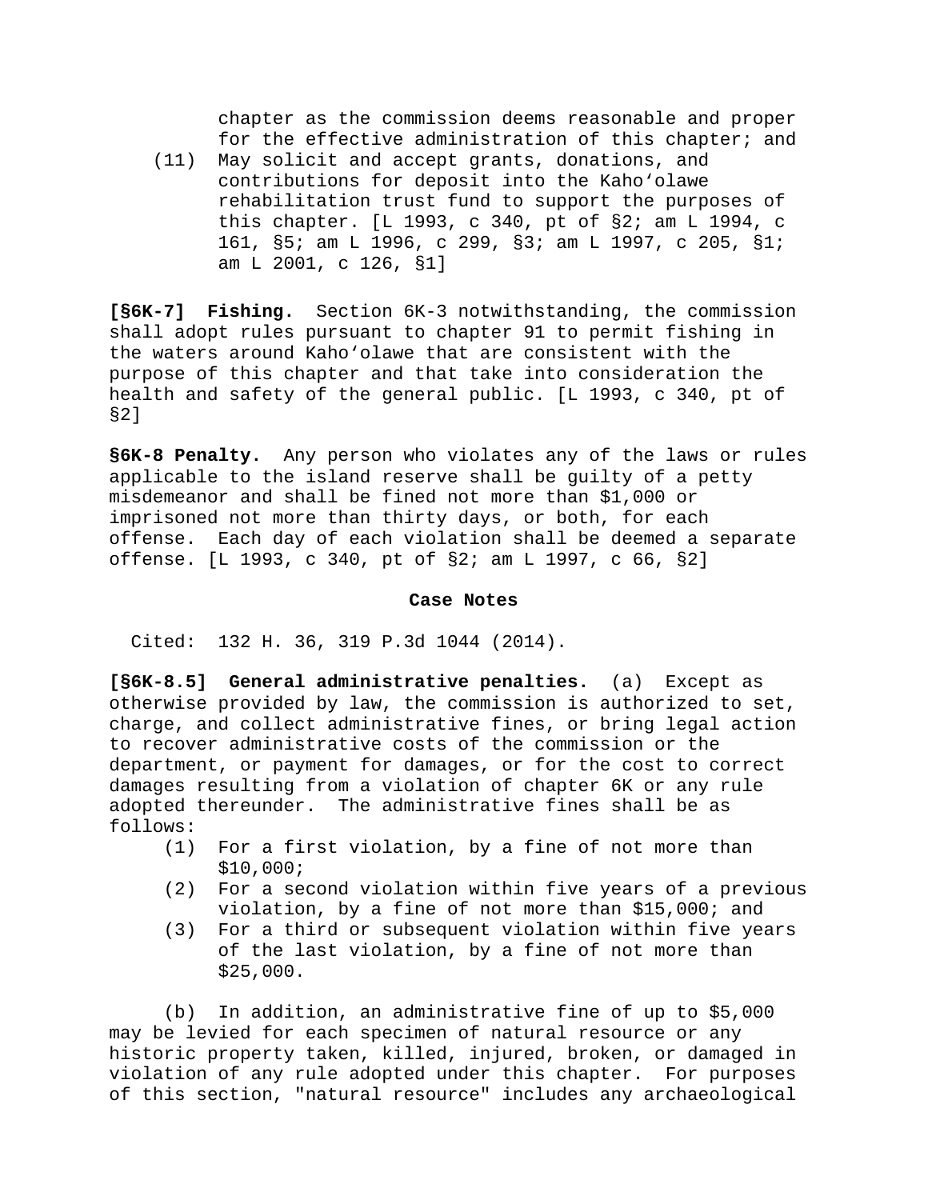chapter as the commission deems reasonable and proper for the effective administration of this chapter; and

(11) May solicit and accept grants, donations, and contributions for deposit into the Kahoʻolawe rehabilitation trust fund to support the purposes of this chapter. [L 1993, c 340, pt of §2; am L 1994, c 161, §5; am L 1996, c 299, §3; am L 1997, c 205, §1; am L 2001, c 126, §1]

**[§6K-7] Fishing.** Section 6K-3 notwithstanding, the commission shall adopt rules pursuant to chapter 91 to permit fishing in the waters around Kahoʻolawe that are consistent with the purpose of this chapter and that take into consideration the health and safety of the general public. [L 1993, c 340, pt of §2]

**§6K-8 Penalty.** Any person who violates any of the laws or rules applicable to the island reserve shall be guilty of a petty misdemeanor and shall be fined not more than $1,000 or imprisoned not more than thirty days, or both, for each offense. Each day of each violation shall be deemed a separate offense. [L 1993, c 340, pt of §2; am L 1997, c 66, §2]

**Case Notes**

Cited: 132 H. 36, 319 P.3d 1044 (2014).

**[§6K-8.5] General administrative penalties.** (a) Except as otherwise provided by law, the commission is authorized to set, charge, and collect administrative fines, or bring legal action to recover administrative costs of the commission or the department, or payment for damages, or for the cost to correct damages resulting from a violation of chapter 6K or any rule adopted thereunder. The administrative fines shall be as follows:

(1) For a first violation, by a fine of not more than $10,000;
(2) For a second violation within five years of a previous violation, by a fine of not more than $15,000; and
(3) For a third or subsequent violation within five years of the last violation, by a fine of not more than $25,000.

(b) In addition, an administrative fine of up to $5,000 may be levied for each specimen of natural resource or any historic property taken, killed, injured, broken, or damaged in violation of any rule adopted under this chapter. For purposes of this section, "natural resource" includes any archaeological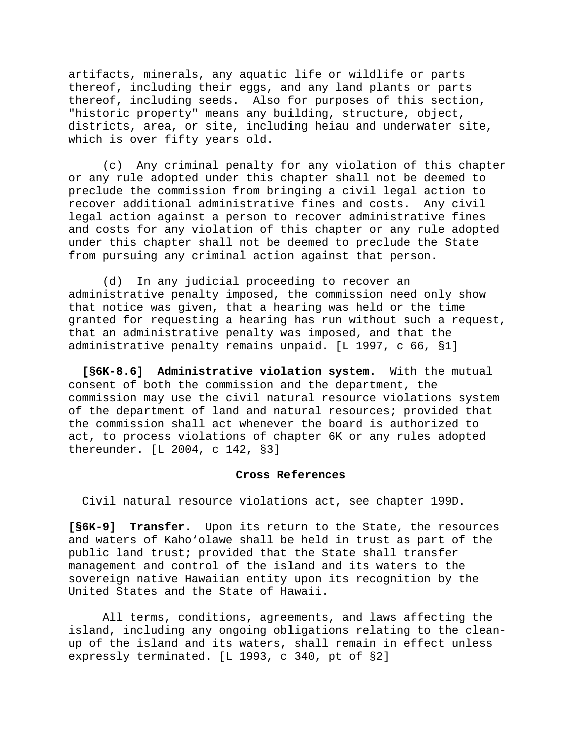artifacts, minerals, any aquatic life or wildlife or parts thereof, including their eggs, and any land plants or parts thereof, including seeds. Also for purposes of this section, "historic property" means any building, structure, object, districts, area, or site, including heiau and underwater site, which is over fifty years old.

(c) Any criminal penalty for any violation of this chapter or any rule adopted under this chapter shall not be deemed to preclude the commission from bringing a civil legal action to recover additional administrative fines and costs. Any civil legal action against a person to recover administrative fines and costs for any violation of this chapter or any rule adopted under this chapter shall not be deemed to preclude the State from pursuing any criminal action against that person.

(d) In any judicial proceeding to recover an administrative penalty imposed, the commission need only show that notice was given, that a hearing was held or the time granted for requesting a hearing has run without such a request, that an administrative penalty was imposed, and that the administrative penalty remains unpaid. [L 1997, c 66, §1]

**[§6K-8.6] Administrative violation system.** With the mutual consent of both the commission and the department, the commission may use the civil natural resource violations system of the department of land and natural resources; provided that the commission shall act whenever the board is authorized to act, to process violations of chapter 6K or any rules adopted thereunder. [L 2004, c 142, §3]

**Cross References**

Civil natural resource violations act, see chapter 199D.

**[§6K-9] Transfer.** Upon its return to the State, the resources and waters of Kaho‘olawe shall be held in trust as part of the public land trust; provided that the State shall transfer management and control of the island and its waters to the sovereign native Hawaiian entity upon its recognition by the United States and the State of Hawaii.

All terms, conditions, agreements, and laws affecting the island, including any ongoing obligations relating to the clean-up of the island and its waters, shall remain in effect unless expressly terminated. [L 1993, c 340, pt of §2]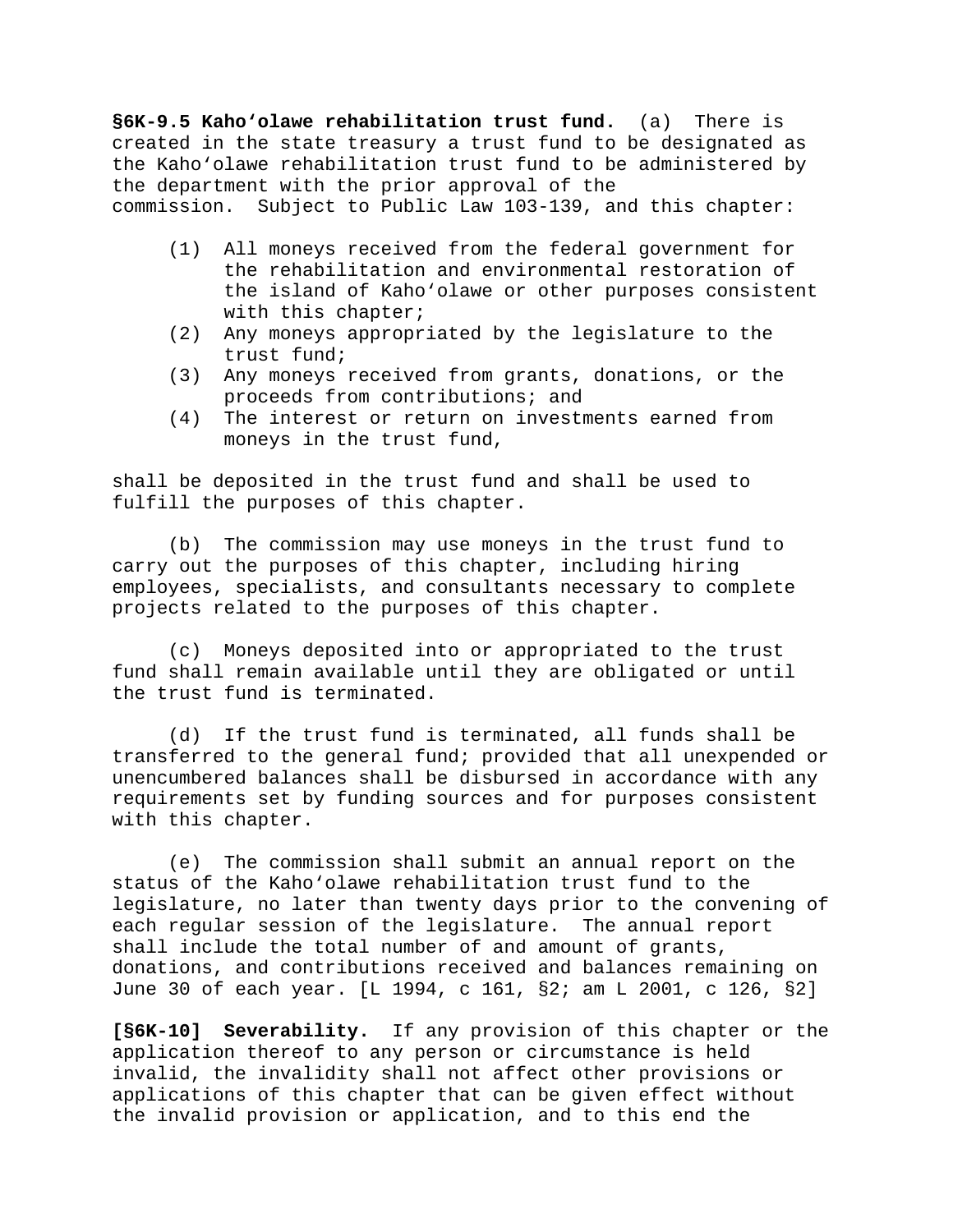**§6K-9.5 Kahoʻolawe rehabilitation trust fund.** (a) There is created in the state treasury a trust fund to be designated as the Kahoʻolawe rehabilitation trust fund to be administered by the department with the prior approval of the commission. Subject to Public Law 103-139, and this chapter:

(1) All moneys received from the federal government for the rehabilitation and environmental restoration of the island of Kahoʻolawe or other purposes consistent with this chapter;
(2) Any moneys appropriated by the legislature to the trust fund;
(3) Any moneys received from grants, donations, or the proceeds from contributions; and
(4) The interest or return on investments earned from moneys in the trust fund,

shall be deposited in the trust fund and shall be used to fulfill the purposes of this chapter.

(b) The commission may use moneys in the trust fund to carry out the purposes of this chapter, including hiring employees, specialists, and consultants necessary to complete projects related to the purposes of this chapter.

(c) Moneys deposited into or appropriated to the trust fund shall remain available until they are obligated or until the trust fund is terminated.

(d) If the trust fund is terminated, all funds shall be transferred to the general fund; provided that all unexpended or unencumbered balances shall be disbursed in accordance with any requirements set by funding sources and for purposes consistent with this chapter.

(e) The commission shall submit an annual report on the status of the Kahoʻolawe rehabilitation trust fund to the legislature, no later than twenty days prior to the convening of each regular session of the legislature. The annual report shall include the total number of and amount of grants, donations, and contributions received and balances remaining on June 30 of each year. [L 1994, c 161, §2; am L 2001, c 126, §2]

**[§6K-10] Severability.** If any provision of this chapter or the application thereof to any person or circumstance is held invalid, the invalidity shall not affect other provisions or applications of this chapter that can be given effect without the invalid provision or application, and to this end the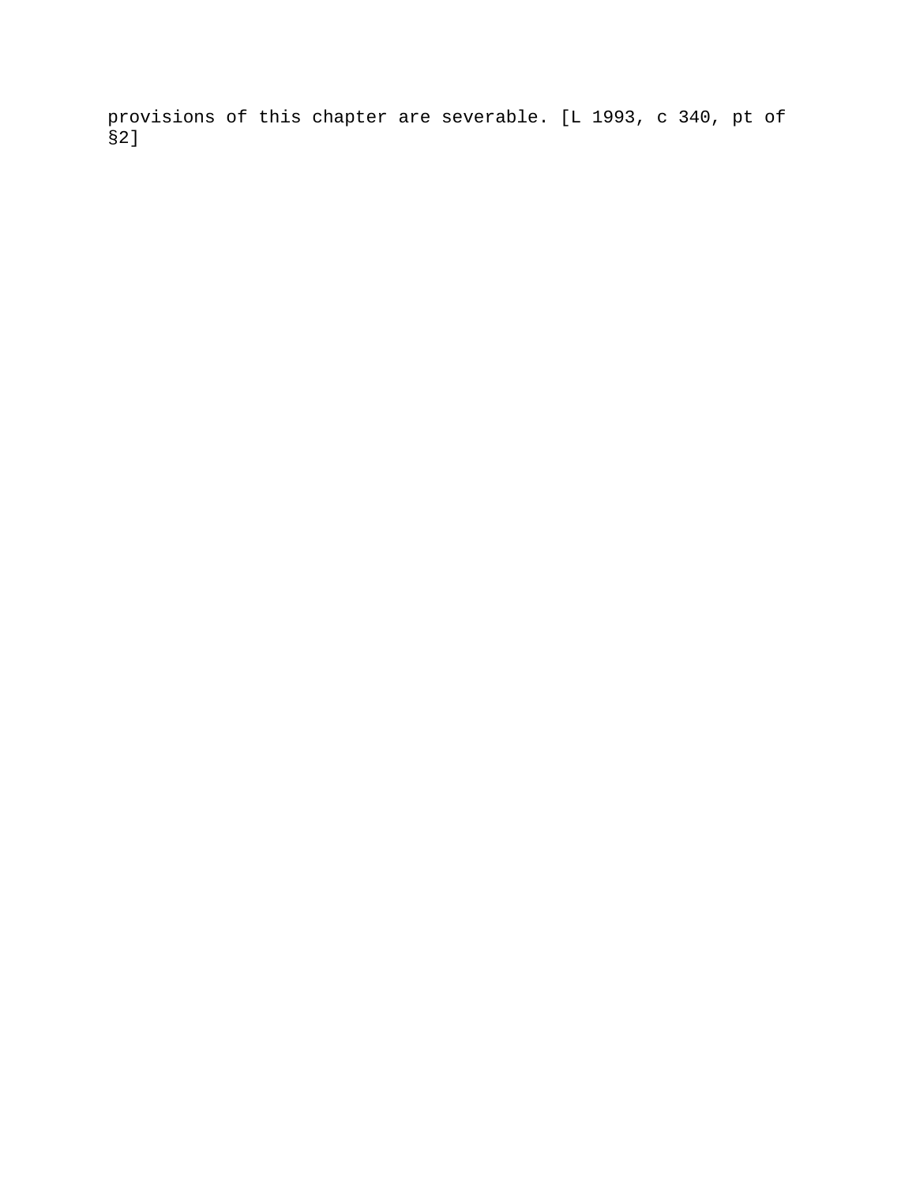provisions of this chapter are severable. [L 1993, c 340, pt of §2]